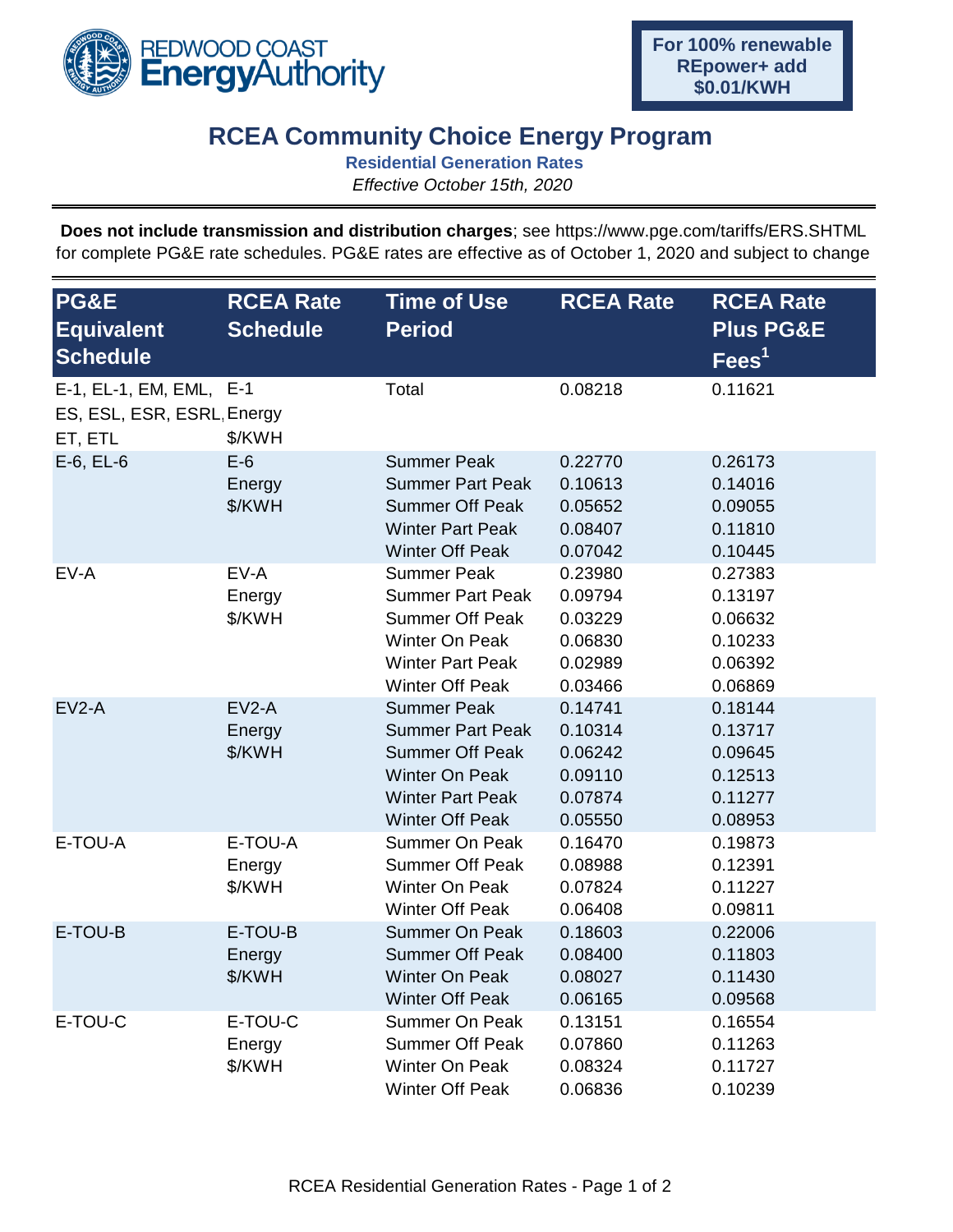REDWOOD COAST **Energy**Authority

**For 100% renewable REpower+ add $0.01/KWH**

# RCEA Community Choice Energy Program

**Residential Generation Rates**

*Effective October 15th, 2020*

**Does not include transmission and distribution charges**; see https://www.pge.com/tariffs/ERS.SHTML for complete PG&E rate schedules. PG&E rates are effective as of October 1, 2020 and subject to change

| PG&E Equivalent Schedule | RCEA Rate Schedule | Time of Use Period | RCEA Rate | RCEA Rate Plus PG&E Fees[1] |
|---|---|---|---|---|
| E-1, EL-1, EM, EML, ES, ESL, ESR, ESRL, ET, ETL | E-1 Energy $/KWH | Total | 0.08218 | 0.11621 |
| E-6, EL-6 | E-6 Energy $/KWH | Summer Peak | 0.22770 | 0.26173 |
| | | Summer Part Peak | 0.10613 | 0.14016 |
| | | Summer Off Peak | 0.05652 | 0.09055 |
| | | Winter Part Peak | 0.08407 | 0.11810 |
| | | Winter Off Peak | 0.07042 | 0.10445 |
| EV-A | EV-A Energy $/KWH | Summer Peak | 0.23980 | 0.27383 |
| | | Summer Part Peak | 0.09794 | 0.13197 |
| | | Summer Off Peak | 0.03229 | 0.06632 |
| | | Winter On Peak | 0.06830 | 0.10233 |
| | | Winter Part Peak | 0.02989 | 0.06392 |
| | | Winter Off Peak | 0.03466 | 0.06869 |
| EV2-A | EV2-A Energy $/KWH | Summer Peak | 0.14741 | 0.18144 |
| | | Summer Part Peak | 0.10314 | 0.13717 |
| | | Summer Off Peak | 0.06242 | 0.09645 |
| | | Winter On Peak | 0.09110 | 0.12513 |
| | | Winter Part Peak | 0.07874 | 0.11277 |
| | | Winter Off Peak | 0.05550 | 0.08953 |
| E-TOU-A | E-TOU-A Energy $/KWH | Summer On Peak | 0.16470 | 0.19873 |
| | | Summer Off Peak | 0.08988 | 0.12391 |
| | | Winter On Peak | 0.07824 | 0.11227 |
| | | Winter Off Peak | 0.06408 | 0.09811 |
| E-TOU-B | E-TOU-B Energy $/KWH | Summer On Peak | 0.18603 | 0.22006 |
| | | Summer Off Peak | 0.08400 | 0.11803 |
| | | Winter On Peak | 0.08027 | 0.11430 |
| | | Winter Off Peak | 0.06165 | 0.09568 |
| E-TOU-C | E-TOU-C Energy $/KWH | Summer On Peak | 0.13151 | 0.16554 |
| | | Summer Off Peak | 0.07860 | 0.11263 |
| | | Winter On Peak | 0.08324 | 0.11727 |
| | | Winter Off Peak | 0.06836 | 0.10239 |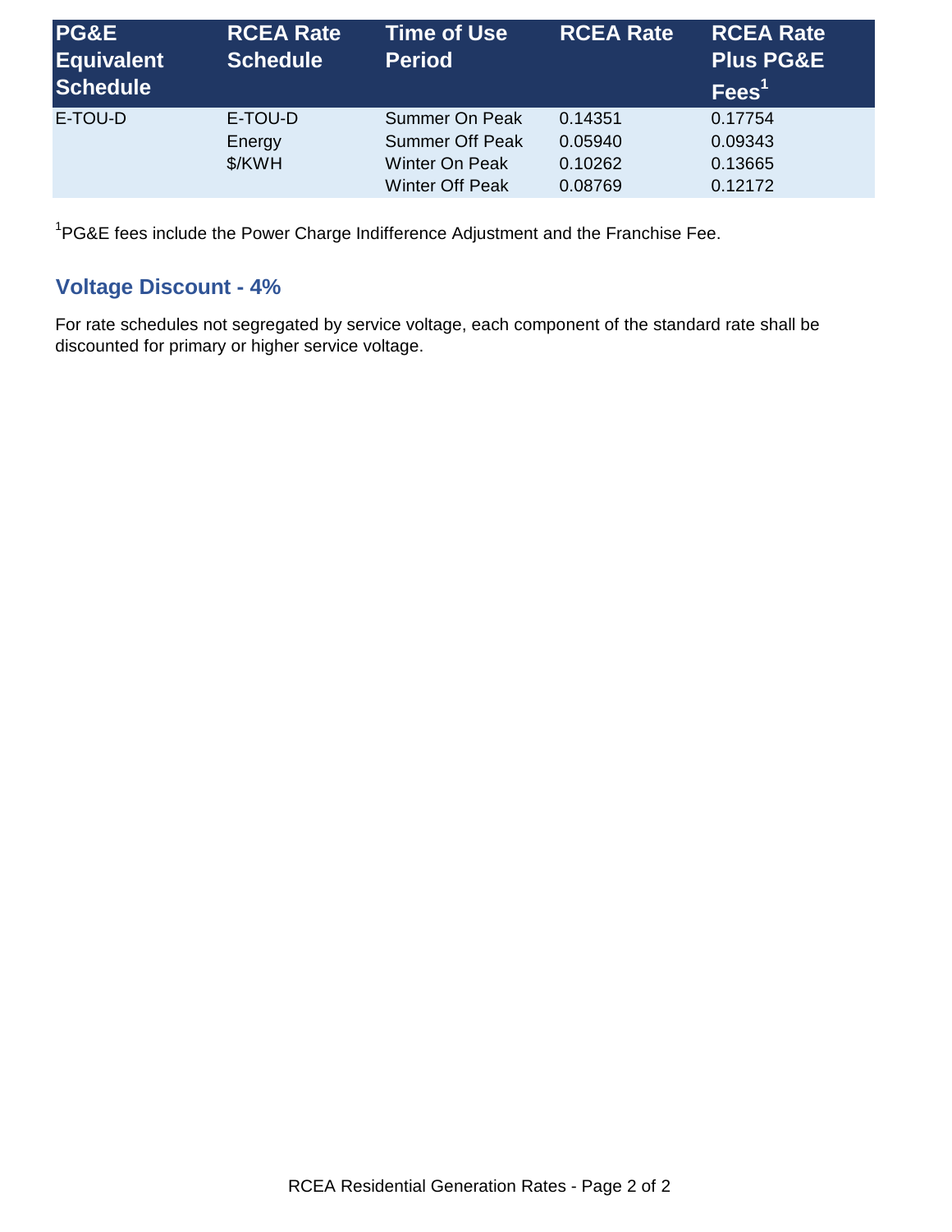| PG&E Equivalent Schedule | RCEA Rate Schedule | Time of Use Period | RCEA Rate | RCEA Rate Plus PG&E Fees[1] |
|---|---|---|---|---|
| E-TOU-D | E-TOU-D | Summer On Peak | 0.14351 | 0.17754 |
| | Energy | Summer Off Peak | 0.05940 | 0.09343 |
| | $/KWH | Winter On Peak | 0.10262 | 0.13665 |
| | | Winter Off Peak | 0.08769 | 0.12172 |

[1]PG&E fees include the Power Charge Indifference Adjustment and the Franchise Fee.

## Voltage Discount - 4%

For rate schedules not segregated by service voltage, each component of the standard rate shall be discounted for primary or higher service voltage.